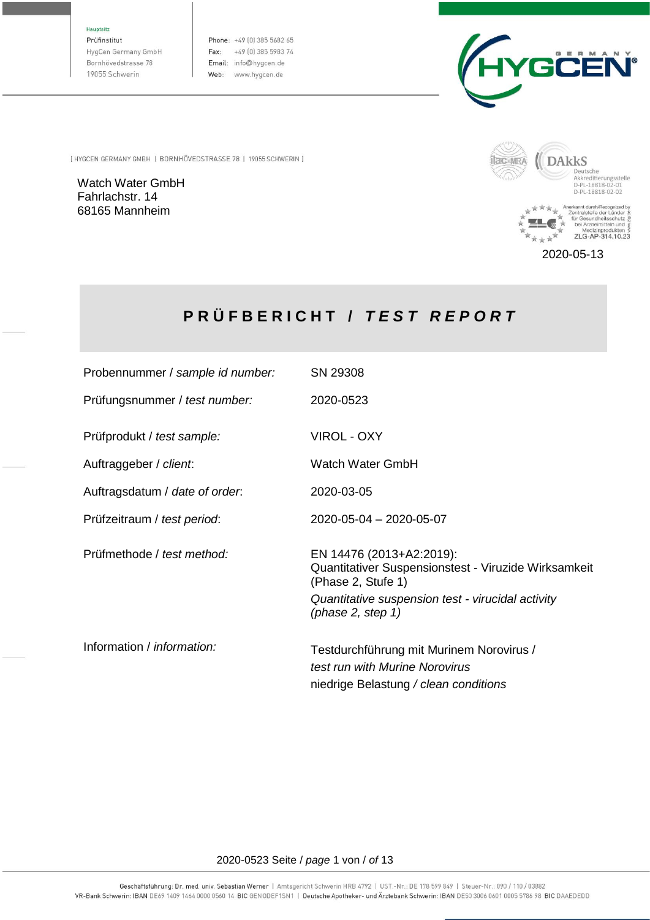Hauptsitz
Prüfinstitut
HygCen Germany GmbH
Bornhövedstrasse 78
19055 Schwerin

Phone: +49 (0) 385 5682 65
Fax: +49 (0) 385 5983 74
Email: info@hygcen.de
Web: www.hygcen.de

[ HYGCEN GERMANY GMBH | BORNHÖVEDSTRASSE 78 | 19055 SCHWERIN ]

Watch Water GmbH
Fahrlachstr. 14
68165 Mannheim

DAkkS Deutsche Akkreditierungsstelle D-PL-18818-02-01 D-PL-18818-02-02

Anerkannt durch/Recognized by Zentralstelle der Länder für Gesundheitsschutz bei Arzneimitteln und Medizinprodukten ZLG-AP-314.10.23

2020-05-13

# PRÜFBERICHT / *TEST REPORT*

| | |
|---|---|
| Probennummer / *sample id number:* | SN 29308 |
| Prüfungsnummer / *test number:* | 2020-0523 |
| Prüfprodukt / *test sample:* | VIROL - OXY |
| Auftraggeber / *client*: | Watch Water GmbH |
| Auftragsdatum / *date of order*: | 2020-03-05 |
| Prüfzeitraum / *test period*: | 2020-05-04 – 2020-05-07 |
| Prüfmethode / *test method:* | EN 14476 (2013+A2:2019): Quantitativer Suspensionstest - Viruzide Wirksamkeit (Phase 2, Stufe 1) *Quantitative suspension test - virucidal activity (phase 2, step 1)* |
| Information / *information:* | Testdurchführung mit Murinem Norovirus / *test run with Murine Norovirus* niedrige Belastung / *clean conditions* |

Geschäftsführung: Dr. med. univ. Sebastian Werner | Amtsgericht Schwerin HRB 4792 | UST.-Nr.: DE 178 599 849 | Steuer-Nr.: 090 / 110 / 03882
VR-Bank Schwerin: IBAN DE69 1409 1464 0000 0560 14 BIC GENODEF1SN1 | Deutsche Apotheker- und Ärztebank Schwerin: IBAN DE50 3006 0601 0005 5786 98 BIC DAAEDEDD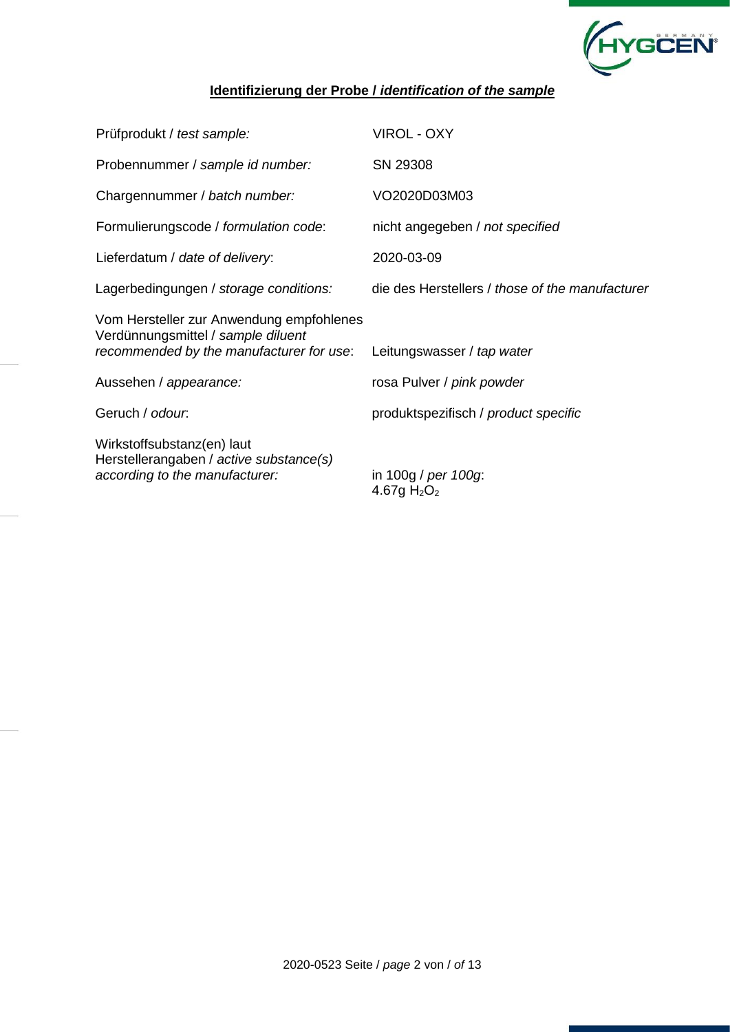## **Identifizierung der Probe / *identification of the sample***

| | |
|---|---|
| Prüfprodukt / *test sample:* | VIROL - OXY |
| Probennummer / *sample id number:* | SN 29308 |
| Chargennummer / *batch number:* | VO2020D03M03 |
| Formulierungscode / *formulation code*: | nicht angegeben / *not specified* |
| Lieferdatum / *date of delivery*: | 2020-03-09 |
| Lagerbedingungen / *storage conditions:* | die des Herstellers / *those of the manufacturer* |
| Vom Hersteller zur Anwendung empfohlenes Verdünnungsmittel / *sample diluent recommended by the manufacturer for use*: | Leitungswasser / *tap water* |
| Aussehen / *appearance:* | rosa Pulver / *pink powder* |
| Geruch / *odour*: | produktspezifisch / *product specific* |
| Wirkstoffsubstanz(en) laut Herstellerangaben / *active substance(s) according to the manufacturer:* | in 100g / *per 100g*: 4.67g $H_2O_2$ |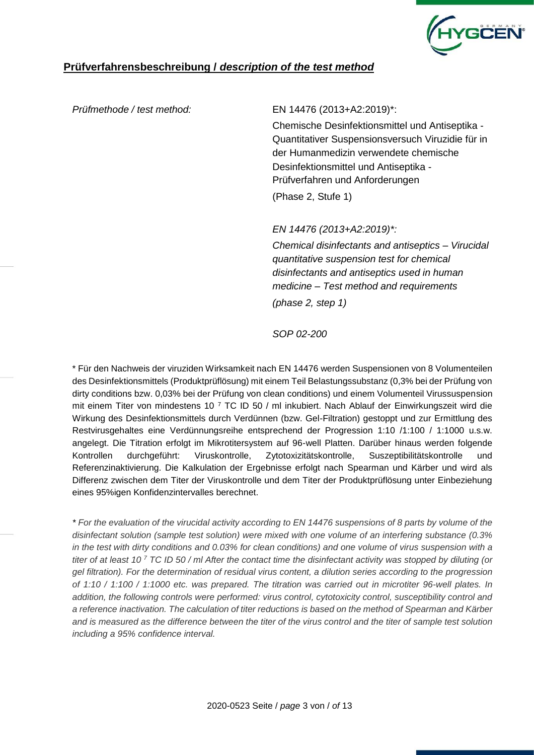## **Prüfverfahrensbeschreibung /** ***description of the test method***

| *Prüfmethode / test method:* | EN 14476 (2013+A2:2019)*: |
|---|---|
| | Chemische Desinfektionsmittel und Antiseptika - Quantitativer Suspensionsversuch Viruzidie für in der Humanmedizin verwendete chemische Desinfektionsmittel und Antiseptika - Prüfverfahren und Anforderungen |
| | (Phase 2, Stufe 1) |
| | *EN 14476 (2013+A2:2019)*:* |
| | *Chemical disinfectants and antiseptics – Virucidal quantitative suspension test for chemical disinfectants and antiseptics used in human medicine – Test method and requirements* |
| | *(phase 2, step 1)* |
| | *SOP 02-200* |

\* Für den Nachweis der viruziden Wirksamkeit nach EN 14476 werden Suspensionen von 8 Volumenteilen des Desinfektionsmittels (Produktprüflösung) mit einem Teil Belastungssubstanz (0,3% bei der Prüfung von dirty conditions bzw. 0,03% bei der Prüfung von clean conditions) und einem Volumenteil Virussuspension mit einem Titer von mindestens $10^{7}$ TC ID 50 / ml inkubiert. Nach Ablauf der Einwirkungszeit wird die Wirkung des Desinfektionsmittels durch Verdünnen (bzw. Gel-Filtration) gestoppt und zur Ermittlung des Restvirusgehaltes eine Verdünnungsreihe entsprechend der Progression 1:10 /1:100 / 1:1000 u.s.w. angelegt. Die Titration erfolgt im Mikrotitersystem auf 96-well Platten. Darüber hinaus werden folgende Kontrollen durchgeführt: Viruskontrolle, Zytotoxizitätskontrolle, Suszeptibilitätskontrolle und Referenzinaktivierung. Die Kalkulation der Ergebnisse erfolgt nach Spearman und Kärber und wird als Differenz zwischen dem Titer der Viruskontrolle und dem Titer der Produktprüflösung unter Einbeziehung eines 95%igen Konfidenzintervalles berechnet.

*\* For the evaluation of the virucidal activity according to EN 14476 suspensions of 8 parts by volume of the disinfectant solution (sample test solution) were mixed with one volume of an interfering substance (0.3% in the test with dirty conditions and 0.03% for clean conditions) and one volume of virus suspension with a titer of at least $10^{7}$ TC ID 50 / ml After the contact time the disinfectant activity was stopped by diluting (or gel filtration). For the determination of residual virus content, a dilution series according to the progression of 1:10 / 1:100 / 1:1000 etc. was prepared. The titration was carried out in microtiter 96-well plates. In addition, the following controls were performed: virus control, cytotoxicity control, susceptibility control and a reference inactivation. The calculation of titer reductions is based on the method of Spearman and Kärber and is measured as the difference between the titer of the virus control and the titer of sample test solution including a 95% confidence interval.*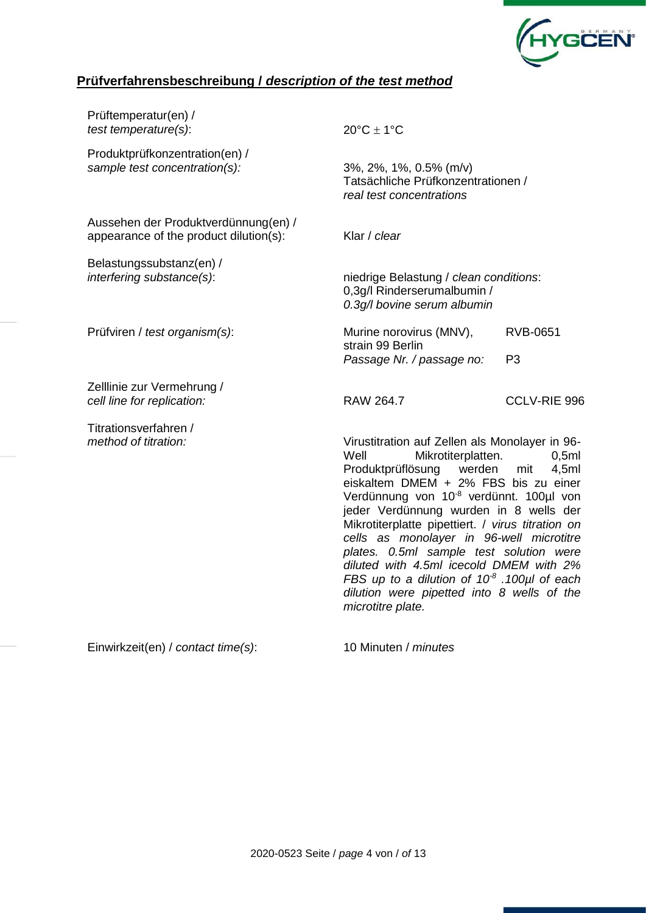## **Prüfverfahrensbeschreibung / *description of the test method***

| | | |
|---|---|---|
| Prüftemperatur(en) / *test temperature(s)*: | 20°C ± 1°C | |
| Produktprüfkonzentration(en) / *sample test concentration(s):* | 3%, 2%, 1%, 0.5% (m/v) Tatsächliche Prüfkonzentrationen / *real test concentrations* | |
| Aussehen der Produktverdünnung(en) / appearance of the product dilution(s): | Klar / *clear* | |
| Belastungssubstanz(en) / *interfering substance(s)*: | niedrige Belastung / *clean conditions*: 0,3g/l Rinderserumalbumin / *0.3g/l bovine serum albumin* | |
| Prüfviren / *test organism(s)*: | Murine norovirus (MNV), strain 99 Berlin | RVB-0651 |
| | *Passage Nr. / passage no:* | P3 |
| Zelllinie zur Vermehrung / *cell line for replication:* | RAW 264.7 | CCLV-RIE 996 |
| Titrationsverfahren / *method of titration:* | Virustitration auf Zellen als Monolayer in 96-Well Mikrotiterplatten. 0,5ml Produktprüflösung werden mit 4,5ml eiskaltem DMEM + 2% FBS bis zu einer Verdünnung von $10^{-8}$ verdünnt. 100µl von jeder Verdünnung wurden in 8 wells der Mikrotiterplatte pipettiert. / *virus titration on cells as monolayer in 96-well microtitre plates. 0.5ml sample test solution were diluted with 4.5ml icecold DMEM with 2% FBS up to a dilution of $10^{-8}$ .100µl of each dilution were pipetted into 8 wells of the microtitre plate.* | |
| Einwirkzeit(en) / *contact time(s)*: | 10 Minuten / *minutes* | |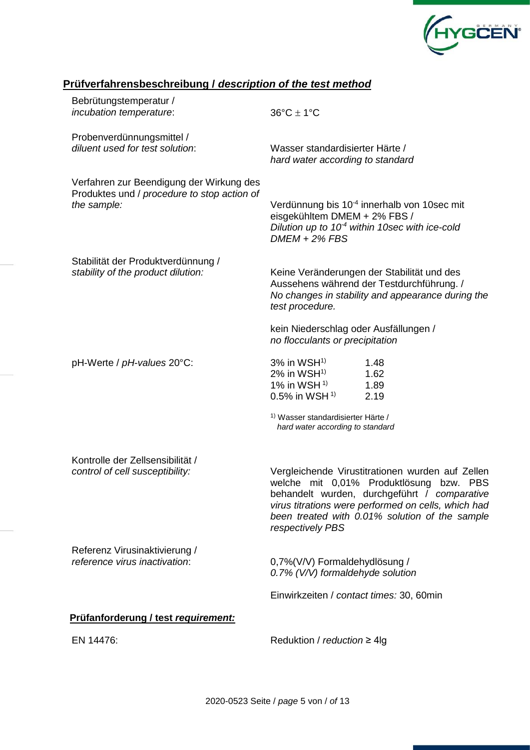## Prüfverfahrensbeschreibung / *description of the test method*

| | |
|---|---|
| Bebrütungstemperatur / *incubation temperature*: | 36°C ± 1°C |
| Probenverdünnungsmittel / *diluent used for test solution*: | Wasser standardisierter Härte / *hard water according to standard* |
| Verfahren zur Beendigung der Wirkung des Produktes und / *procedure to stop action of the sample:* | Verdünnung bis $10^{-4}$ innerhalb von 10sec mit eisgekühltem DMEM + 2% FBS / *Dilution up to $10^{-4}$ within 10sec with ice-cold DMEM + 2% FBS* |
| Stabilität der Produktverdünnung / *stability of the product dilution:* | Keine Veränderungen der Stabilität und des Aussehens während der Testdurchführung. / *No changes in stability and appearance during the test procedure.*<br><br>kein Niederschlag oder Ausfällungen / *no flocculants or precipitation* |

pH-Werte / *pH-values* 20°C:

| | |
|---|---|
| 3% in WSH[1] | 1.48 |
| 2% in WSH[1] | 1.62 |
| 1% in WSH[1] | 1.89 |
| 0.5% in WSH[1] | 2.19 |

[1] Wasser standardisierter Härte / *hard water according to standard*

| | |
|---|---|
| Kontrolle der Zellsensibilität / *control of cell susceptibility:* | Vergleichende Virustitrationen wurden auf Zellen welche mit 0,01% Produktlösung bzw. PBS behandelt wurden, durchgeführt / *comparative virus titrations were performed on cells, which had been treated with 0.01% solution of the sample respectively PBS* |
| Referenz Virusinaktivierung / *reference virus inactivation*: | 0,7%(V/V) Formaldehydlösung / *0.7% (V/V) formaldehyde solution*<br><br>Einwirkzeiten / *contact times:* 30, 60min |

### Prüfanforderung / test *requirement:*

| | |
|---|---|
| EN 14476: | Reduktion / *reduction* ≥ 4lg |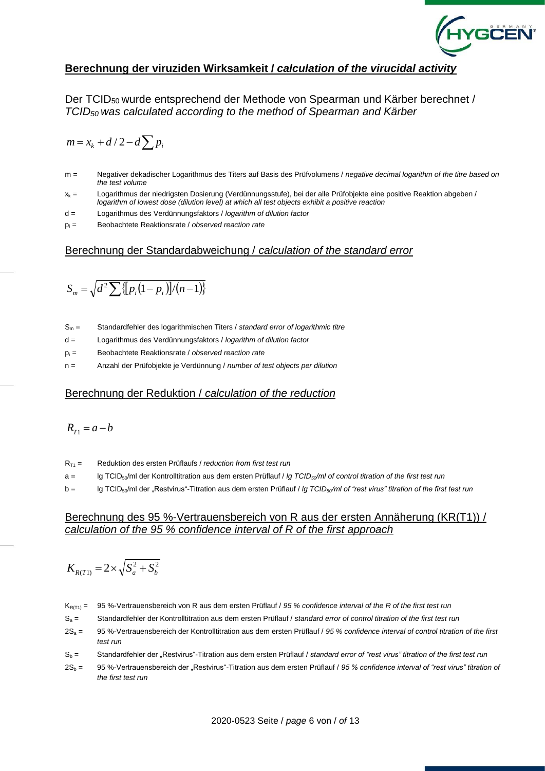## **Berechnung der viruziden Wirksamkeit / *calculation of the virucidal activity***

Der $TCID_{50}$ wurde entsprechend der Methode von Spearman und Kärber berechnet / *$TCID_{50}$ was calculated according to the method of Spearman and Kärber*

$$m = x_k + d/2 - d\sum p_i$$

m = Negativer dekadischer Logarithmus des Titers auf Basis des Prüfvolumens / *negative decimal logarithm of the titre based on the test volume*

$x_k$ = Logarithmus der niedrigsten Dosierung (Verdünnungsstufe), bei der alle Prüfobjekte eine positive Reaktion abgeben / *logarithm of lowest dose (dilution level) at which all test objects exhibit a positive reaction*

d = Logarithmus des Verdünnungsfaktors / *logarithm of dilution factor*

$p_i$ = Beobachtete Reaktionsrate / *observed reaction rate*

### Berechnung der Standardabweichung / *calculation of the standard error*

$$S_m = \sqrt{d^2 \sum \{[p_i(1-p_i)]/(n-1)\}}$$

$S_m$ = Standardfehler des logarithmischen Titers / *standard error of logarithmic titre*

d = Logarithmus des Verdünnungsfaktors / *logarithm of dilution factor*

$p_i$ = Beobachtete Reaktionsrate / *observed reaction rate*

n = Anzahl der Prüfobjekte je Verdünnung / *number of test objects per dilution*

### Berechnung der Reduktion / *calculation of the reduction*

$$R_{T1} = a - b$$

$R_{T1}$ = Reduktion des ersten Prüflaufs / *reduction from first test run*

a = lg $TCID_{50}$/ml der Kontrolltitration aus dem ersten Prüflauf / *lg $TCID_{50}$/ml of control titration of the first test run*

b = lg $TCID_{50}$/ml der „Restvirus“-Titration aus dem ersten Prüflauf / *lg $TCID_{50}$/ml of “rest virus” titration of the first test run*

### Berechnung des 95 %-Vertrauensbereich von R aus der ersten Annäherung (KR(T1)) / *calculation of the 95 % confidence interval of R of the first approach*

$$K_{R(T1)} = 2 \times \sqrt{S_a^2 + S_b^2}$$

$K_{R(T1)}$ = 95 %-Vertrauensbereich von R aus dem ersten Prüflauf / *95 % confidence interval of the R of the first test run*

$S_a$ = Standardfehler der Kontrolltitration aus dem ersten Prüflauf / *standard error of control titration of the first test run*

$2S_a$ = 95 %-Vertrauensbereich der Kontrolltitration aus dem ersten Prüflauf / *95 % confidence interval of control titration of the first test run*

$S_b$ = Standardfehler der „Restvirus“-Titration aus dem ersten Prüflauf / *standard error of “rest virus” titration of the first test run*

$2S_b$ = 95 %-Vertrauensbereich der „Restvirus“-Titration aus dem ersten Prüflauf / *95 % confidence interval of “rest virus” titration of the first test run*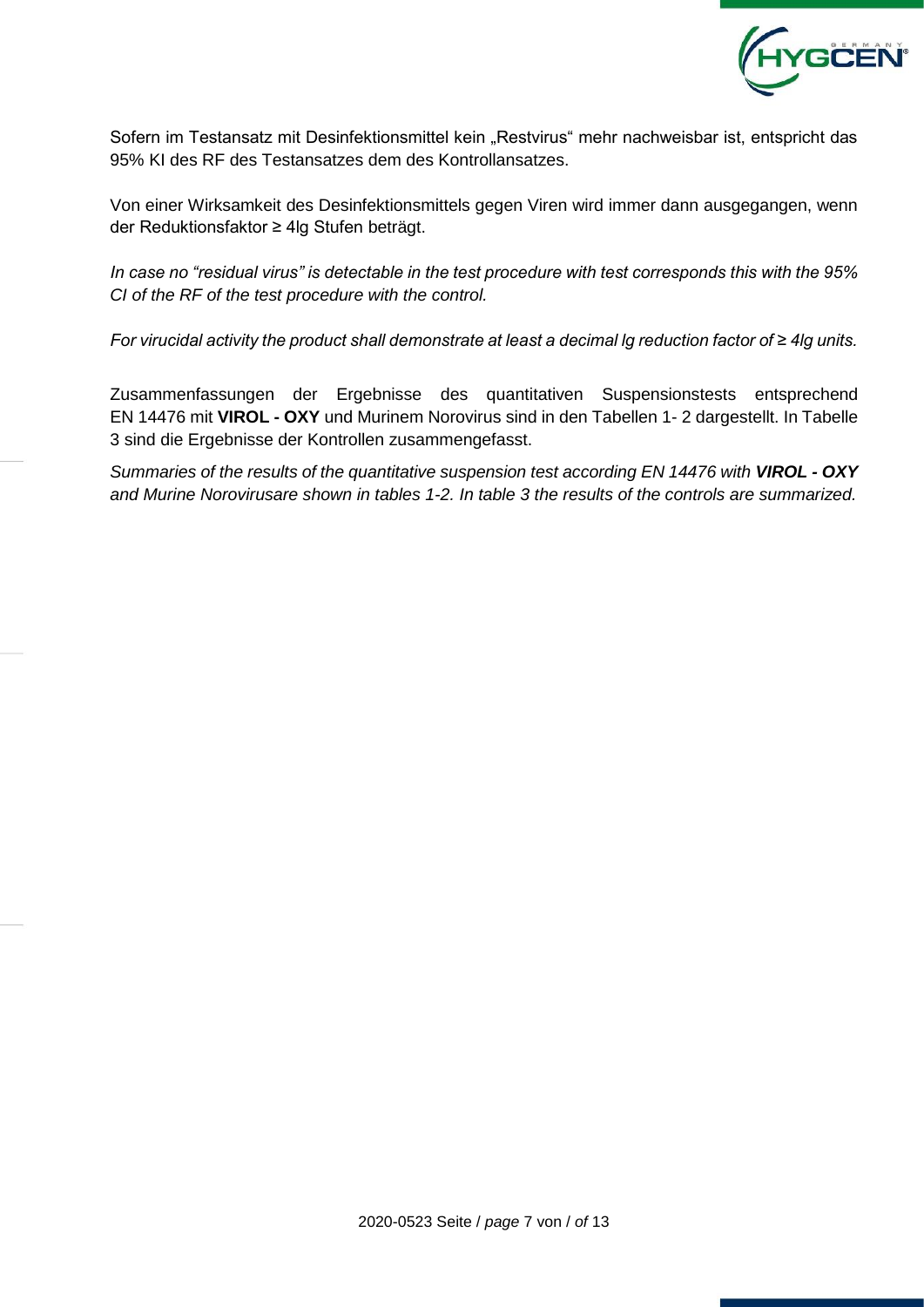Sofern im Testansatz mit Desinfektionsmittel kein „Restvirus" mehr nachweisbar ist, entspricht das 95% KI des RF des Testansatzes dem des Kontrollansatzes.

Von einer Wirksamkeit des Desinfektionsmittels gegen Viren wird immer dann ausgegangen, wenn der Reduktionsfaktor ≥ 4lg Stufen beträgt.

*In case no "residual virus" is detectable in the test procedure with test corresponds this with the 95% CI of the RF of the test procedure with the control.*

*For virucidal activity the product shall demonstrate at least a decimal lg reduction factor of ≥ 4lg units.*

Zusammenfassungen der Ergebnisse des quantitativen Suspensionstests entsprechend EN 14476 mit **VIROL - OXY** und Murinem Norovirus sind in den Tabellen 1- 2 dargestellt. In Tabelle 3 sind die Ergebnisse der Kontrollen zusammengefasst.

*Summaries of the results of the quantitative suspension test according EN 14476 with **VIROL - OXY** and Murine Norovirusare shown in tables 1-2. In table 3 the results of the controls are summarized.*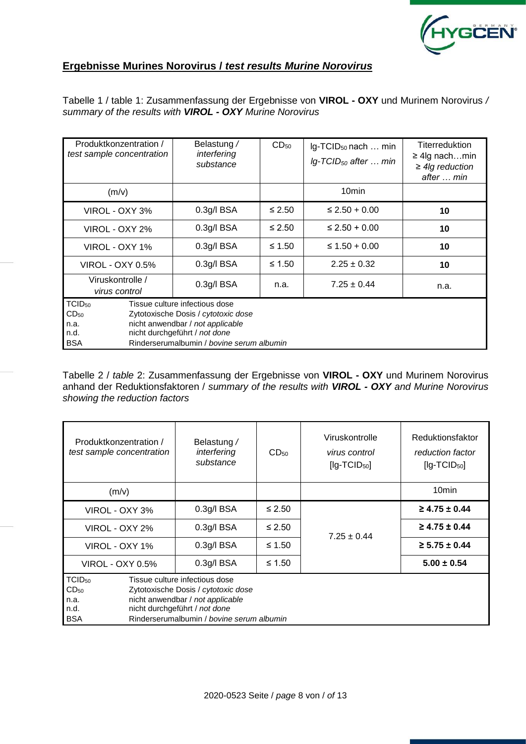## Ergebnisse Murines Norovirus / *test results Murine Norovirus*

Tabelle 1 / table 1: Zusammenfassung der Ergebnisse von **VIROL - OXY** und Murinem Norovirus / *summary of the results with **VIROL - OXY** Murine Norovirus*

| Produktkonzentration / *test sample concentration* | Belastung / *interfering substance* | $CD_{50}$ | lg-$TCID_{50}$ nach … min *lg-$TCID_{50}$ after … min* | Titerreduktion ≥ 4lg nach…min *≥ 4lg reduction after … min* |
|---|---|---|---|---|
| (m/v) | | | 10min | |
| VIROL - OXY 3% | 0.3g/l BSA | ≤ 2.50 | ≤ 2.50 + 0.00 | **10** |
| VIROL - OXY 2% | 0.3g/l BSA | ≤ 2.50 | ≤ 2.50 + 0.00 | **10** |
| VIROL - OXY 1% | 0.3g/l BSA | ≤ 1.50 | ≤ 1.50 + 0.00 | **10** |
| VIROL - OXY 0.5% | 0.3g/l BSA | ≤ 1.50 | 2.25 ± 0.32 | **10** |
| Viruskontrolle / *virus control* | 0.3g/l BSA | n.a. | 7.25 ± 0.44 | n.a. |

$TCID_{50}$ Tissue culture infectious dose
$CD_{50}$ Zytotoxische Dosis / *cytotoxic dose*
n.a. nicht anwendbar / *not applicable*
n.d. nicht durchgeführt / *not done*
BSA Rinderserumalbumin / *bovine serum albumin*

Tabelle 2 / *table* 2: Zusammenfassung der Ergebnisse von **VIROL - OXY** und Murinem Norovirus anhand der Reduktionsfaktoren / *summary of the results with **VIROL - OXY** and Murine Norovirus showing the reduction factors*

| Produktkonzentration / *test sample concentration* | Belastung / *interfering substance* | $CD_{50}$ | Viruskontrolle *virus control* [lg-$TCID_{50}$] | Reduktionsfaktor *reduction factor* [lg-$TCID_{50}$] |
|---|---|---|---|---|
| (m/v) | | | | 10min |
| VIROL - OXY 3% | 0.3g/l BSA | ≤ 2.50 | 7.25 ± 0.44 | **≥ 4.75 ± 0.44** |
| VIROL - OXY 2% | 0.3g/l BSA | ≤ 2.50 | | **≥ 4.75 ± 0.44** |
| VIROL - OXY 1% | 0.3g/l BSA | ≤ 1.50 | | **≥ 5.75 ± 0.44** |
| VIROL - OXY 0.5% | 0.3g/l BSA | ≤ 1.50 | | **5.00 ± 0.54** |

$TCID_{50}$ Tissue culture infectious dose
$CD_{50}$ Zytotoxische Dosis / *cytotoxic dose*
n.a. nicht anwendbar / *not applicable*
n.d. nicht durchgeführt / *not done*
BSA Rinderserumalbumin / *bovine serum albumin*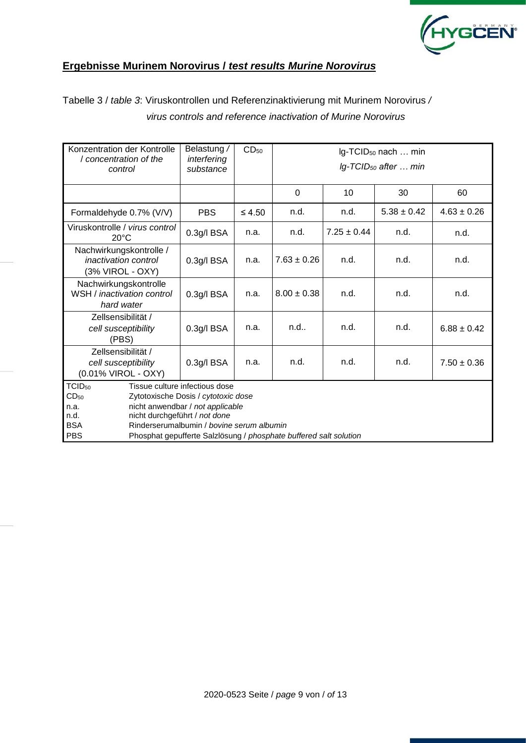## **Ergebnisse Murinem Norovirus / *test results Murine Norovirus***

Tabelle 3 / *table 3*: Viruskontrollen und Referenzinaktivierung mit Murinem Norovirus / *virus controls and reference inactivation of Murine Norovirus*

| Konzentration der Kontrolle / *concentration of the control* | Belastung / *interfering substance* | $CD_{50}$ | lg-$TCID_{50}$ nach … min<br>*lg-$TCID_{50}$ after … min* | | | |
|---|---|---|---|---|---|---|
| | | | 0 | 10 | 30 | 60 |
| Formaldehyde 0.7% (V/V) | PBS | ≤ 4.50 | n.d. | n.d. | 5.38 ± 0.42 | 4.63 ± 0.26 |
| Viruskontrolle / *virus control* 20°C | 0.3g/l BSA | n.a. | n.d. | 7.25 ± 0.44 | n.d. | n.d. |
| Nachwirkungskontrolle / *inactivation control* (3% VIROL - OXY) | 0.3g/l BSA | n.a. | 7.63 ± 0.26 | n.d. | n.d. | n.d. |
| Nachwirkungskontrolle WSH / *inactivation control hard water* | 0.3g/l BSA | n.a. | 8.00 ± 0.38 | n.d. | n.d. | n.d. |
| Zellsensibilität / *cell susceptibility* (PBS) | 0.3g/l BSA | n.a. | n.d.. | n.d. | n.d. | 6.88 ± 0.42 |
| Zellsensibilität / *cell susceptibility* (0.01% VIROL - OXY) | 0.3g/l BSA | n.a. | n.d. | n.d. | n.d. | 7.50 ± 0.36 |

$TCID_{50}$ Tissue culture infectious dose
$CD_{50}$ Zytotoxische Dosis / *cytotoxic dose*
n.a. nicht anwendbar / *not applicable*
n.d. nicht durchgeführt / *not done*
BSA Rinderserumalbumin / *bovine serum albumin*
PBS Phosphat gepufferte Salzlösung / *phosphate buffered salt solution*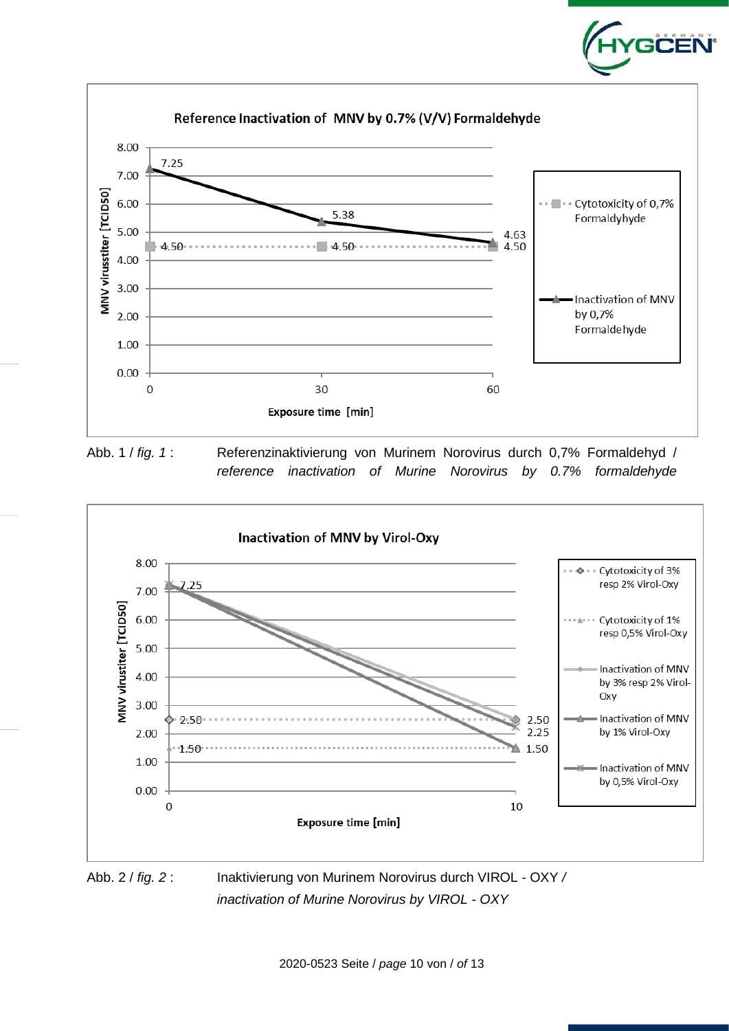**Reference Inactivation of MNV by 0.7% (V/V) Formaldehyde**

| Exposure time [min] | Inactivation of MNV by 0,7% Formaldehyde (MNV virusstiter [TCID50]) | Cytotoxicity of 0,7% Formaldyhyde |
|---|---|---|
| 0 | 7.25 | 4.50 |
| 30 | 5.38 | 4.50 |
| 60 | 4.63 | 4.50 |

Abb. 1 / *fig. 1* : Referenzinaktivierung von Murinem Norovirus durch 0,7% Formaldehyd / *reference inactivation of Murine Norovirus by 0.7% formaldehyde*

**Inactivation of MNV by Virol-Oxy**

| Exposure time [min] | Inactivation of MNV by 3% resp 2% Virol-Oxy | Inactivation of MNV by 1% Virol-Oxy | Inactivation of MNV by 0,5% Virol-Oxy | Cytotoxicity of 3% resp 2% Virol-Oxy | Cytotoxicity of 1% resp 0,5% Virol-Oxy |
|---|---|---|---|---|---|
| 0 | 7.25 | 7.25 | 7.25 | 2.50 | 1.50 |
| 10 | 2.50 | 1.50 | 2.25 | 2.50 | 1.50 |

Abb. 2 / *fig. 2* : Inaktivierung von Murinem Norovirus durch VIROL - OXY / *inactivation of Murine Norovirus by VIROL - OXY*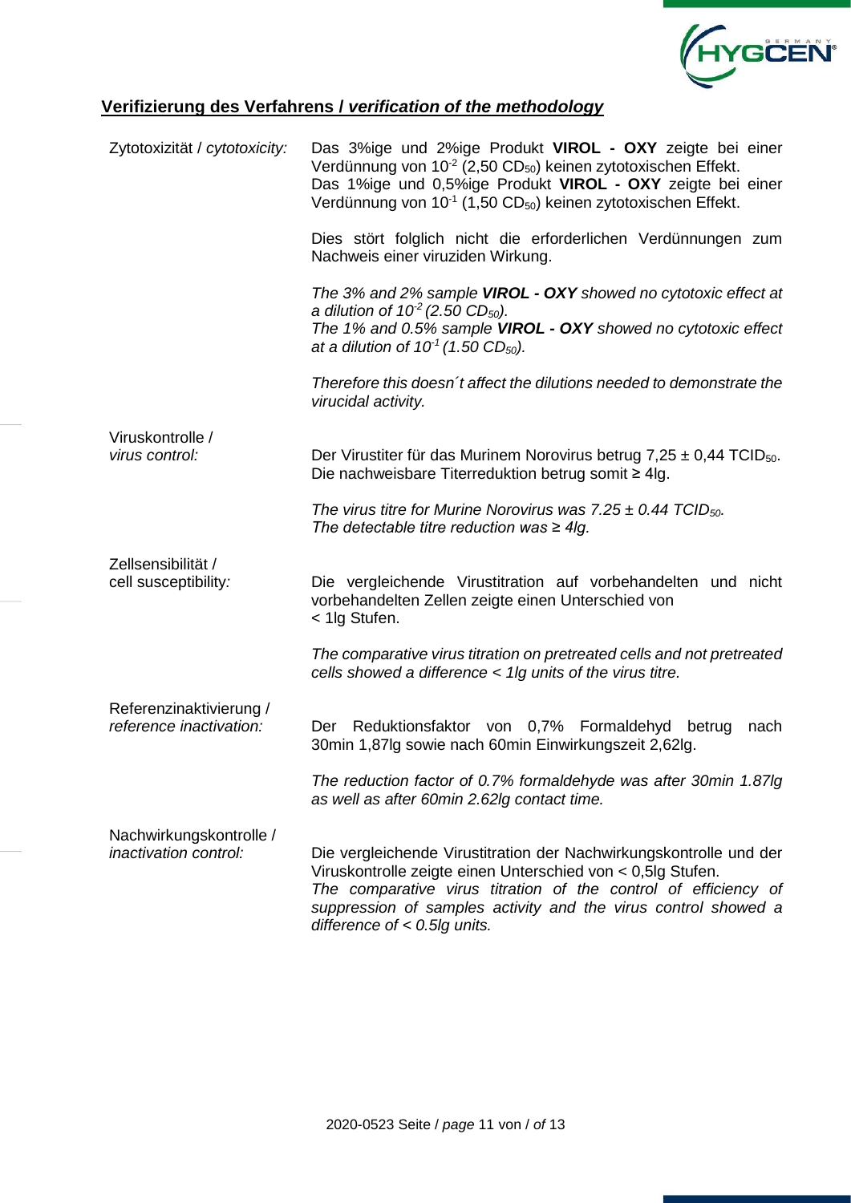## Verifizierung des Verfahrens / *verification of the methodology*

| | |
|---|---|
| Zytotoxizität / *cytotoxicity:* | Das 3%ige und 2%ige Produkt **VIROL - OXY** zeigte bei einer Verdünnung von $10^{-2}$ (2,50 $CD_{50}$) keinen zytotoxischen Effekt. Das 1%ige und 0,5%ige Produkt **VIROL - OXY** zeigte bei einer Verdünnung von $10^{-1}$ (1,50 $CD_{50}$) keinen zytotoxischen Effekt.<br><br>Dies stört folglich nicht die erforderlichen Verdünnungen zum Nachweis einer viruziden Wirkung.<br><br>*The 3% and 2% sample **VIROL - OXY** showed no cytotoxic effect at a dilution of $10^{-2}$ (2.50 $CD_{50}$). The 1% and 0.5% sample **VIROL - OXY** showed no cytotoxic effect at a dilution of $10^{-1}$ (1.50 $CD_{50}$).*<br><br>*Therefore this doesn´t affect the dilutions needed to demonstrate the virucidal activity.* |
| Viruskontrolle / *virus control:* | Der Virustiter für das Murinem Norovirus betrug 7,25 ± 0,44 $TCID_{50}$. Die nachweisbare Titerreduktion betrug somit ≥ 4lg.<br><br>*The virus titre for Murine Norovirus was 7.25 ± 0.44 $TCID_{50}$. The detectable titre reduction was ≥ 4lg.* |
| Zellsensibilität / cell susceptibility: | Die vergleichende Virustitration auf vorbehandelten und nicht vorbehandelten Zellen zeigte einen Unterschied von < 1lg Stufen.<br><br>*The comparative virus titration on pretreated cells and not pretreated cells showed a difference < 1lg units of the virus titre.* |
| Referenzinaktivierung / *reference inactivation:* | Der Reduktionsfaktor von 0,7% Formaldehyd betrug nach 30min 1,87lg sowie nach 60min Einwirkungszeit 2,62lg.<br><br>*The reduction factor of 0.7% formaldehyde was after 30min 1.87lg as well as after 60min 2.62lg contact time.* |
| Nachwirkungskontrolle / *inactivation control:* | Die vergleichende Virustitration der Nachwirkungskontrolle und der Viruskontrolle zeigte einen Unterschied von < 0,5lg Stufen.<br>*The comparative virus titration of the control of efficiency of suppression of samples activity and the virus control showed a difference of < 0.5lg units.* |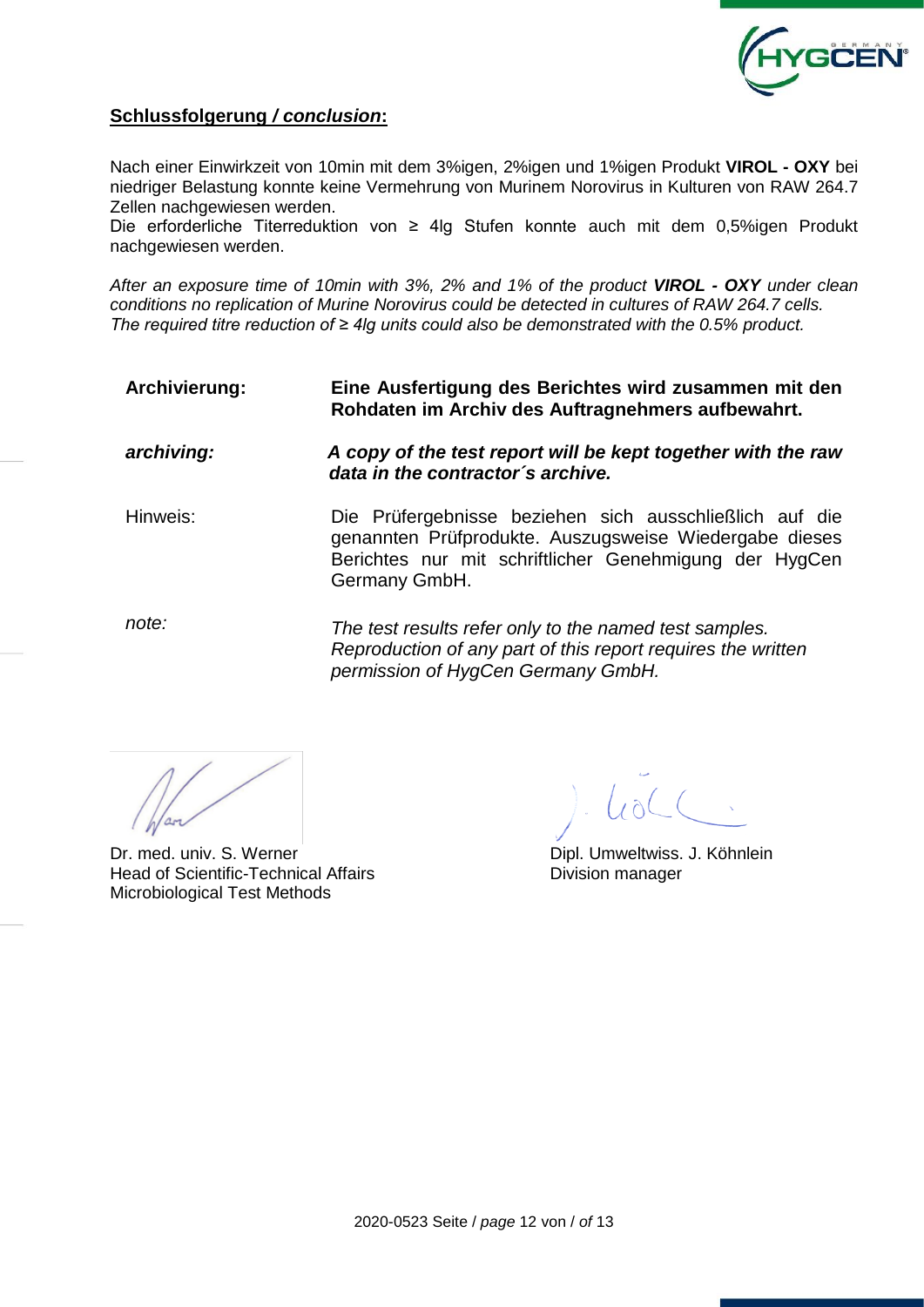## **Schlussfolgerung / *conclusion*:**

Nach einer Einwirkzeit von 10min mit dem 3%igen, 2%igen und 1%igen Produkt **VIROL - OXY** bei niedriger Belastung konnte keine Vermehrung von Murinem Norovirus in Kulturen von RAW 264.7 Zellen nachgewiesen werden.
Die erforderliche Titerreduktion von ≥ 4lg Stufen konnte auch mit dem 0,5%igen Produkt nachgewiesen werden.

*After an exposure time of 10min with 3%, 2% and 1% of the product **VIROL - OXY** under clean conditions no replication of Murine Norovirus could be detected in cultures of RAW 264.7 cells. The required titre reduction of ≥ 4lg units could also be demonstrated with the 0.5% product.*

**Archivierung:** **Eine Ausfertigung des Berichtes wird zusammen mit den Rohdaten im Archiv des Auftragnehmers aufbewahrt.**

***archiving:*** ***A copy of the test report will be kept together with the raw data in the contractor´s archive.***

Hinweis: Die Prüfergebnisse beziehen sich ausschließlich auf die genannten Prüfprodukte. Auszugsweise Wiedergabe dieses Berichtes nur mit schriftlicher Genehmigung der HygCen Germany GmbH.

*note:* *The test results refer only to the named test samples. Reproduction of any part of this report requires the written permission of HygCen Germany GmbH.*

Dr. med. univ. S. Werner
Head of Scientific-Technical Affairs
Microbiological Test Methods

Dipl. Umweltwiss. J. Köhnlein
Division manager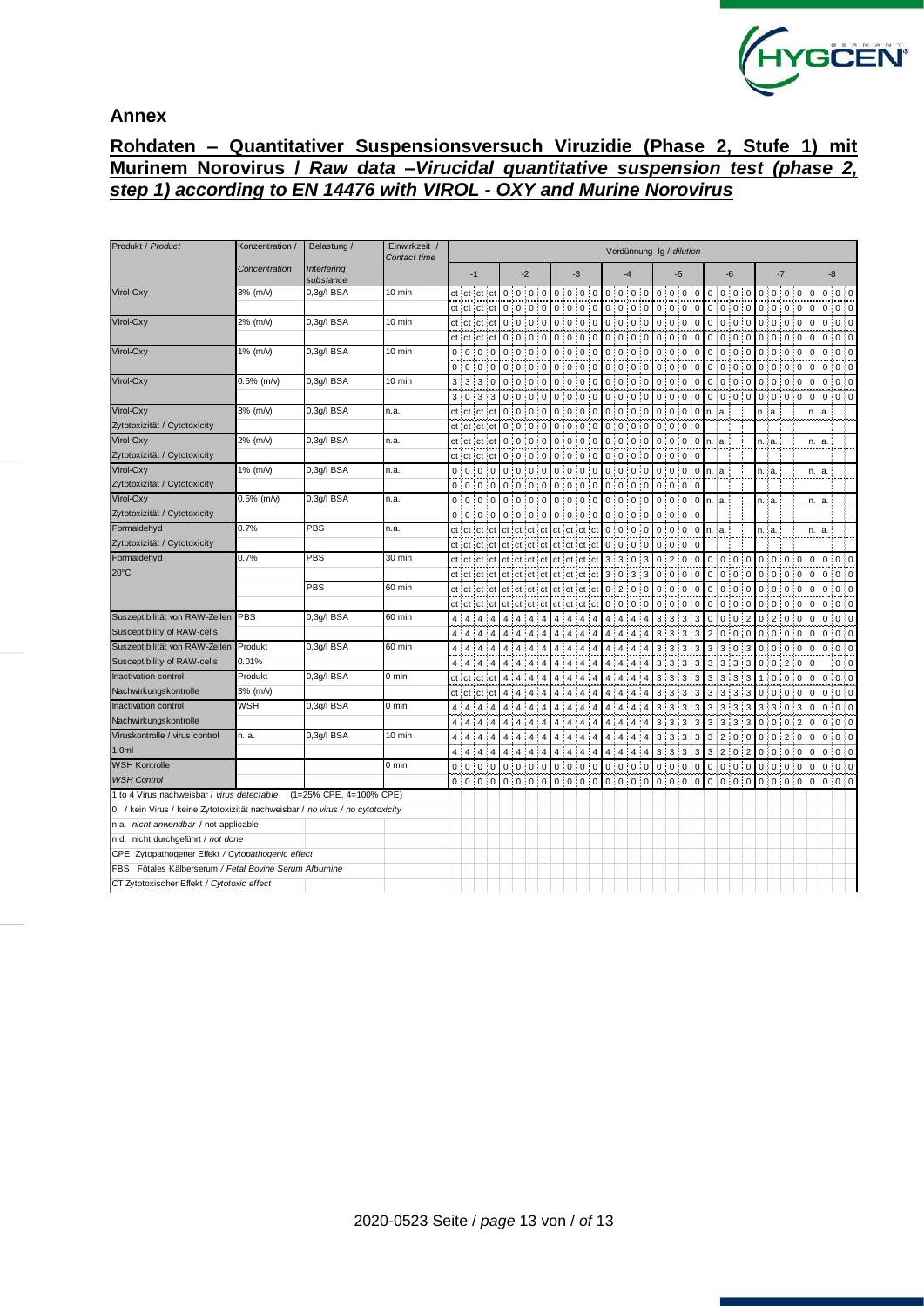## Annex

**Rohdaten – Quantitativer Suspensionsversuch Viruzidie (Phase 2, Stufe 1) mit Murinem Norovirus / *Raw data –Virucidal quantitative suspension test (phase 2, step 1) according to EN 14476 with VIROL - OXY and Murine Norovirus***

| Produkt / *Product* | Konzentration / *Concentration* | Belastung / *Interfering substance* | Einwirkzeit / *Contact time* | Verdünnung lg / *dilution* -1 | -2 | -3 | -4 | -5 | -6 | -7 | -8 |
|---|---|---|---|---|---|---|---|---|---|---|---|
| Virol-Oxy | 3% (m/v) | 0,3g/l BSA | 10 min | ct ct ct ct | 0 0 0 0 | 0 0 0 0 | 0 0 0 0 | 0 0 0 0 | 0 0 0 0 | 0 0 0 0 | 0 0 0 0 |
| | | | | ct ct ct ct | 0 0 0 0 | 0 0 0 0 | 0 0 0 0 | 0 0 0 0 | 0 0 0 0 | 0 0 0 0 | 0 0 0 0 |
| Virol-Oxy | 2% (m/v) | 0,3g/l BSA | 10 min | ct ct ct ct | 0 0 0 0 | 0 0 0 0 | 0 0 0 0 | 0 0 0 0 | 0 0 0 0 | 0 0 0 0 | 0 0 0 0 |
| | | | | ct ct ct ct | 0 0 0 0 | 0 0 0 0 | 0 0 0 0 | 0 0 0 0 | 0 0 0 0 | 0 0 0 0 | 0 0 0 0 |
| Virol-Oxy | 1% (m/v) | 0,3g/l BSA | 10 min | 0 0 0 0 | 0 0 0 0 | 0 0 0 0 | 0 0 0 0 | 0 0 0 0 | 0 0 0 0 | 0 0 0 0 | 0 0 0 0 |
| | | | | 0 0 0 0 | 0 0 0 0 | 0 0 0 0 | 0 0 0 0 | 0 0 0 0 | 0 0 0 0 | 0 0 0 0 | 0 0 0 0 |
| Virol-Oxy | 0.5% (m/v) | 0,3g/l BSA | 10 min | 3 3 3 0 | 0 0 0 0 | 0 0 0 0 | 0 0 0 0 | 0 0 0 0 | 0 0 0 0 | 0 0 0 0 | 0 0 0 0 |
| | | | | 3 0 3 3 | 0 0 0 0 | 0 0 0 0 | 0 0 0 0 | 0 0 0 0 | 0 0 0 0 | 0 0 0 0 | 0 0 0 0 |
| Virol-Oxy | 3% (m/v) | 0,3g/l BSA | n.a. | ct ct ct ct | 0 0 0 0 | 0 0 0 0 | 0 0 0 0 | 0 0 0 0 | n. a. | n. a. | n. a. |
| Zytotoxizität / Cytotoxicity | | | | ct ct ct ct | 0 0 0 0 | 0 0 0 0 | 0 0 0 0 | 0 0 0 0 | | | |
| Virol-Oxy | 2% (m/v) | 0,3g/l BSA | n.a. | ct ct ct ct | 0 0 0 0 | 0 0 0 0 | 0 0 0 0 | 0 0 0 0 | n. a. | n. a. | n. a. |
| Zytotoxizität / Cytotoxicity | | | | ct ct ct ct | 0 0 0 0 | 0 0 0 0 | 0 0 0 0 | 0 0 0 0 | | | |
| Virol-Oxy | 1% (m/v) | 0,3g/l BSA | n.a. | 0 0 0 0 | 0 0 0 0 | 0 0 0 0 | 0 0 0 0 | 0 0 0 0 | n. a. | n. a. | n. a. |
| Zytotoxizität / Cytotoxicity | | | | 0 0 0 0 | 0 0 0 0 | 0 0 0 0 | 0 0 0 0 | 0 0 0 0 | | | |
| Virol-Oxy | 0.5% (m/v) | 0,3g/l BSA | n.a. | 0 0 0 0 | 0 0 0 0 | 0 0 0 0 | 0 0 0 0 | 0 0 0 0 | n. a. | n. a. | n. a. |
| Zytotoxizität / Cytotoxicity | | | | 0 0 0 0 | 0 0 0 0 | 0 0 0 0 | 0 0 0 0 | 0 0 0 0 | | | |
| Formaldehyd | 0.7% | PBS | n.a. | ct ct ct ct | ct ct ct ct | ct ct ct ct | 0 0 0 0 | 0 0 0 0 | n. a. | n. a. | n. a. |
| Zytotoxizität / Cytotoxicity | | | | ct ct ct ct | ct ct ct ct | ct ct ct ct | 0 0 0 0 | 0 0 0 0 | | | |
| Formaldehyd | 0.7% | PBS | 30 min | ct ct ct ct | ct ct ct ct | ct ct ct ct | 3 3 0 3 | 0 2 0 0 | 0 0 0 0 | 0 0 0 0 | 0 0 0 0 |
| 20°C | | | | ct ct ct ct | ct ct ct ct | ct ct ct ct | 3 0 3 3 | 0 0 0 0 | 0 0 0 0 | 0 0 0 0 | 0 0 0 0 |
| | | PBS | 60 min | ct ct ct ct | ct ct ct ct | ct ct ct ct | 0 2 0 0 | 0 0 0 0 | 0 0 0 0 | 0 0 0 0 | 0 0 0 0 |
| | | | | ct ct ct ct | ct ct ct ct | ct ct ct ct | 0 0 0 0 | 0 0 0 0 | 0 0 0 0 | 0 0 0 0 | 0 0 0 0 |
| Suszeptibilität von RAW-Zellen | PBS | 0,3g/l BSA | 60 min | 4 4 4 4 | 4 4 4 4 | 4 4 4 4 | 4 4 4 4 | 3 3 3 3 | 0 0 0 2 | 0 2 0 0 | 0 0 0 0 |
| Susceptibility of RAW-cells | | | | 4 4 4 4 | 4 4 4 4 | 4 4 4 4 | 4 4 4 4 | 3 3 3 3 | 2 0 0 0 | 0 0 0 0 | 0 0 0 0 |
| Suszeptibilität von RAW-Zellen | Produkt | 0,3g/l BSA | 60 min | 4 4 4 4 | 4 4 4 4 | 4 4 4 4 | 4 4 4 4 | 3 3 3 3 | 3 3 0 3 | 0 0 0 0 | 0 0 0 0 |
| Susceptibility of RAW-cells | 0.01% | | | 4 4 4 4 | 4 4 4 4 | 4 4 4 4 | 4 4 4 4 | 3 3 3 3 | 3 3 3 3 | 0 0 2 0 | 0 0 0 |
| Inactivation control | Produkt | 0,3g/l BSA | 0 min | ct ct ct ct | 4 4 4 4 | 4 4 4 4 | 4 4 4 4 | 3 3 3 3 | 3 3 3 3 | 1 0 0 0 | 0 0 0 0 |
| Nachwirkungskontrolle | 3% (m/v) | | | ct ct ct ct | 4 4 4 4 | 4 4 4 4 | 4 4 4 4 | 3 3 3 3 | 3 3 3 3 | 0 0 0 0 | 0 0 0 0 |
| Inactivation control | WSH | 0,3g/l BSA | 0 min | 4 4 4 4 | 4 4 4 4 | 4 4 4 4 | 4 4 4 4 | 3 3 3 3 | 3 3 3 3 | 3 3 0 3 | 0 0 0 0 |
| Nachwirkungskontrolle | | | | 4 4 4 4 | 4 4 4 4 | 4 4 4 4 | 4 4 4 4 | 3 3 3 3 | 3 3 3 3 | 0 0 0 2 | 0 0 0 0 |
| Viruskontrolle / virus control | n. a. | 0,3g/l BSA | 10 min | 4 4 4 4 | 4 4 4 4 | 4 4 4 4 | 4 4 4 4 | 3 3 3 3 | 3 2 0 0 | 0 0 2 0 | 0 0 0 0 |
| 1,0ml | | | | 4 4 4 4 | 4 4 4 4 | 4 4 4 4 | 4 4 4 4 | 3 3 3 3 | 3 2 0 2 | 0 0 0 0 | 0 0 0 0 |
| WSH Kontrolle | | | 0 min | 0 0 0 0 | 0 0 0 0 | 0 0 0 0 | 0 0 0 0 | 0 0 0 0 | 0 0 0 0 | 0 0 0 0 | 0 0 0 0 |
| *WSH Control* | | | | 0 0 0 0 | 0 0 0 0 | 0 0 0 0 | 0 0 0 0 | 0 0 0 0 | 0 0 0 0 | 0 0 0 0 | 0 0 0 0 |

1 to 4 Virus nachweisbar / *virus detectable* (1=25% CPE, 4=100% CPE)

0 / kein Virus / keine Zytotoxizität nachweisbar / *no virus / no cytotoxicity*

n.a. *nicht anwendbar* / not applicable

n.d. nicht durchgeführt / *not done*

CPE Zytopathogener Effekt / *Cytopathogenic effect*

FBS Fötales Kälberserum / *Fetal Bovine Serum Albumine*

CT Zytotoxischer Effekt / *Cytotoxic effect*